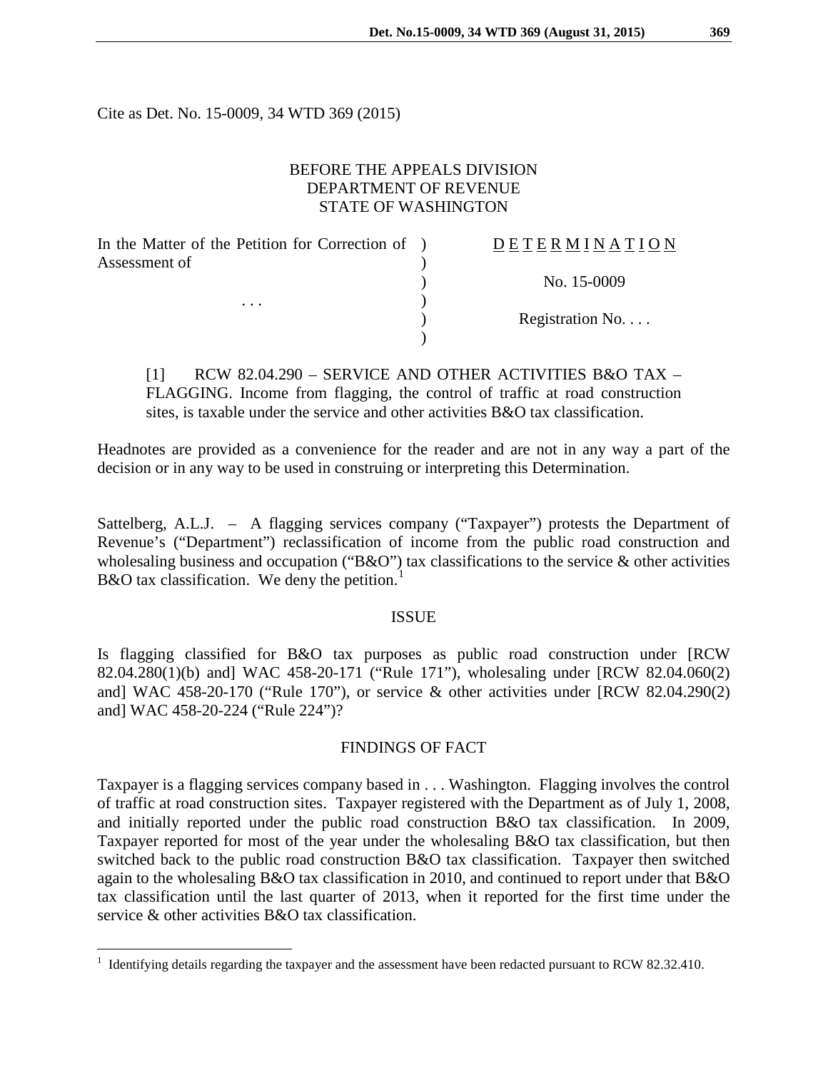Cite as Det. No. 15-0009, 34 WTD 369 (2015)

BEFORE THE APPEALS DIVISION
DEPARTMENT OF REVENUE
STATE OF WASHINGTON

| In the Matter of the Petition for Correction of Assessment of | ) | D E T E R M I N A T I O N |
|---|---|---|
| | ) | |
| | ) | No. 15-0009 |
| . . . | ) | |
| | ) | Registration No. . . . |
| | ) | |

> [1] RCW 82.04.290 – SERVICE AND OTHER ACTIVITIES B&O TAX – FLAGGING. Income from flagging, the control of traffic at road construction sites, is taxable under the service and other activities B&O tax classification.

Headnotes are provided as a convenience for the reader and are not in any way a part of the decision or in any way to be used in construing or interpreting this Determination.

Sattelberg, A.L.J. – A flagging services company ("Taxpayer") protests the Department of Revenue's ("Department") reclassification of income from the public road construction and wholesaling business and occupation ("B&O") tax classifications to the service & other activities B&O tax classification. We deny the petition.[1]

## ISSUE

Is flagging classified for B&O tax purposes as public road construction under [RCW 82.04.280(1)(b) and] WAC 458-20-171 ("Rule 171"), wholesaling under [RCW 82.04.060(2) and] WAC 458-20-170 ("Rule 170"), or service & other activities under [RCW 82.04.290(2) and] WAC 458-20-224 ("Rule 224")?

## FINDINGS OF FACT

Taxpayer is a flagging services company based in . . . Washington. Flagging involves the control of traffic at road construction sites. Taxpayer registered with the Department as of July 1, 2008, and initially reported under the public road construction B&O tax classification. In 2009, Taxpayer reported for most of the year under the wholesaling B&O tax classification, but then switched back to the public road construction B&O tax classification. Taxpayer then switched again to the wholesaling B&O tax classification in 2010, and continued to report under that B&O tax classification until the last quarter of 2013, when it reported for the first time under the service & other activities B&O tax classification.

[1] Identifying details regarding the taxpayer and the assessment have been redacted pursuant to RCW 82.32.410.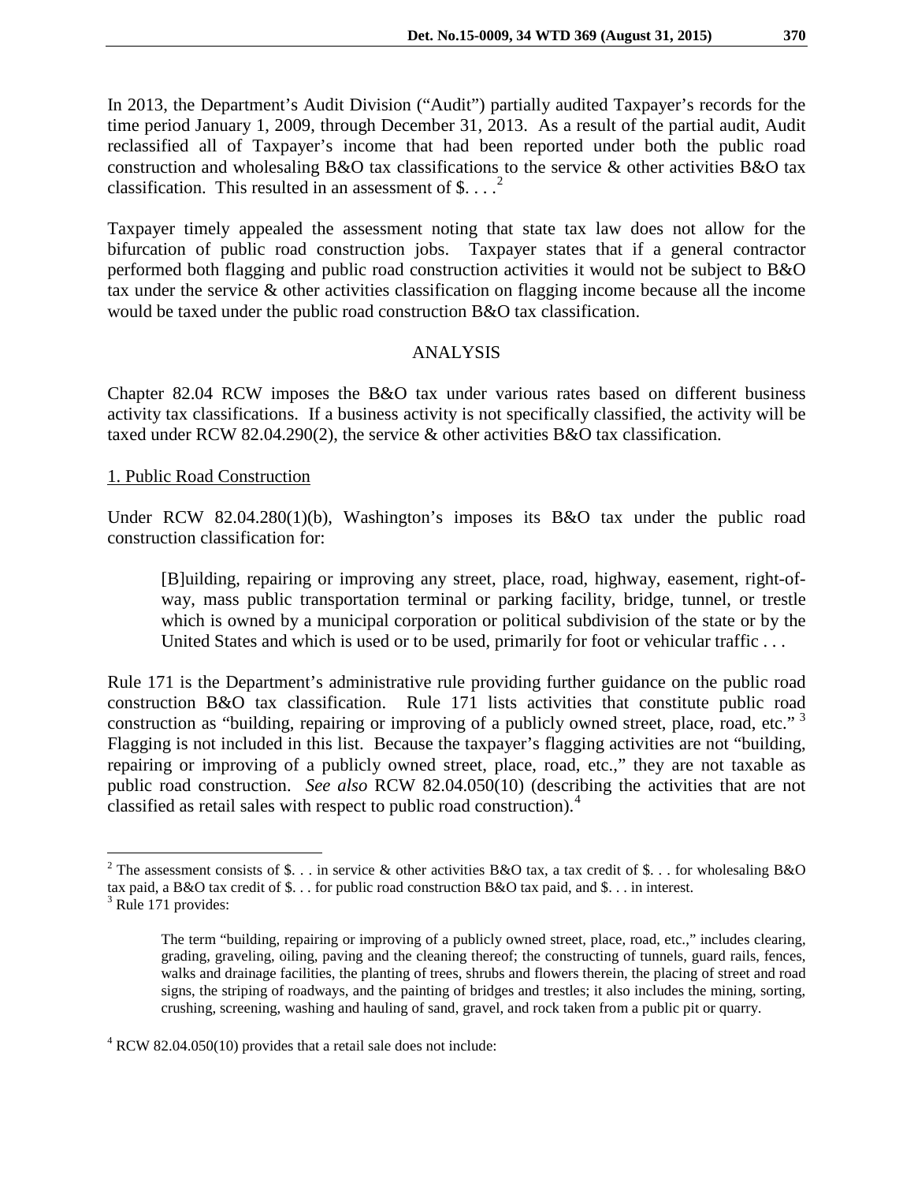In 2013, the Department's Audit Division ("Audit") partially audited Taxpayer's records for the time period January 1, 2009, through December 31, 2013. As a result of the partial audit, Audit reclassified all of Taxpayer's income that had been reported under both the public road construction and wholesaling B&O tax classifications to the service & other activities B&O tax classification. This resulted in an assessment of $. . . .[2]

Taxpayer timely appealed the assessment noting that state tax law does not allow for the bifurcation of public road construction jobs. Taxpayer states that if a general contractor performed both flagging and public road construction activities it would not be subject to B&O tax under the service & other activities classification on flagging income because all the income would be taxed under the public road construction B&O tax classification.

## ANALYSIS

Chapter 82.04 RCW imposes the B&O tax under various rates based on different business activity tax classifications. If a business activity is not specifically classified, the activity will be taxed under RCW 82.04.290(2), the service & other activities B&O tax classification.

1. Public Road Construction

Under RCW 82.04.280(1)(b), Washington's imposes its B&O tax under the public road construction classification for:

> [B]uilding, repairing or improving any street, place, road, highway, easement, right-of-way, mass public transportation terminal or parking facility, bridge, tunnel, or trestle which is owned by a municipal corporation or political subdivision of the state or by the United States and which is used or to be used, primarily for foot or vehicular traffic . . .

Rule 171 is the Department's administrative rule providing further guidance on the public road construction B&O tax classification. Rule 171 lists activities that constitute public road construction as "building, repairing or improving of a publicly owned street, place, road, etc." [3] Flagging is not included in this list. Because the taxpayer's flagging activities are not "building, repairing or improving of a publicly owned street, place, road, etc.," they are not taxable as public road construction. *See also* RCW 82.04.050(10) (describing the activities that are not classified as retail sales with respect to public road construction).[4]

---

[2] The assessment consists of $. . . in service & other activities B&O tax, a tax credit of $. . . for wholesaling B&O tax paid, a B&O tax credit of $. . . for public road construction B&O tax paid, and $. . . in interest.

[3] Rule 171 provides:

> The term "building, repairing or improving of a publicly owned street, place, road, etc.," includes clearing, grading, graveling, oiling, paving and the cleaning thereof; the constructing of tunnels, guard rails, fences, walks and drainage facilities, the planting of trees, shrubs and flowers therein, the placing of street and road signs, the striping of roadways, and the painting of bridges and trestles; it also includes the mining, sorting, crushing, screening, washing and hauling of sand, gravel, and rock taken from a public pit or quarry.

[4] RCW 82.04.050(10) provides that a retail sale does not include: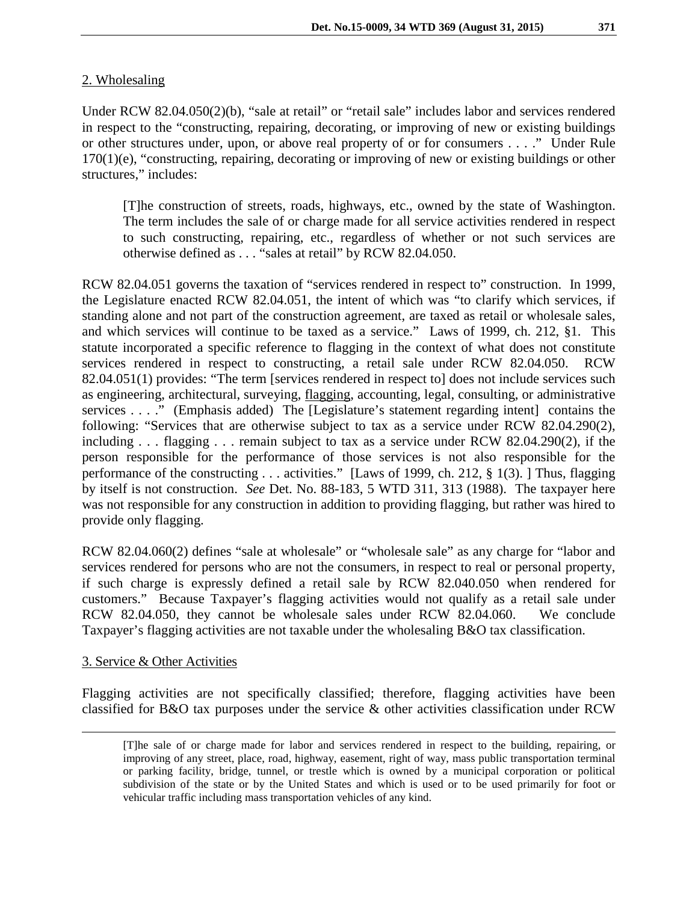2. Wholesaling

Under RCW 82.04.050(2)(b), "sale at retail" or "retail sale" includes labor and services rendered in respect to the "constructing, repairing, decorating, or improving of new or existing buildings or other structures under, upon, or above real property of or for consumers . . . ." Under Rule 170(1)(e), "constructing, repairing, decorating or improving of new or existing buildings or other structures," includes:

> [T]he construction of streets, roads, highways, etc., owned by the state of Washington. The term includes the sale of or charge made for all service activities rendered in respect to such constructing, repairing, etc., regardless of whether or not such services are otherwise defined as . . . "sales at retail" by RCW 82.04.050.

RCW 82.04.051 governs the taxation of "services rendered in respect to" construction. In 1999, the Legislature enacted RCW 82.04.051, the intent of which was "to clarify which services, if standing alone and not part of the construction agreement, are taxed as retail or wholesale sales, and which services will continue to be taxed as a service." Laws of 1999, ch. 212, §1. This statute incorporated a specific reference to flagging in the context of what does not constitute services rendered in respect to constructing, a retail sale under RCW 82.04.050. RCW 82.04.051(1) provides: "The term [services rendered in respect to] does not include services such as engineering, architectural, surveying, <u>flagging</u>, accounting, legal, consulting, or administrative services . . . ." (Emphasis added) The [Legislature's statement regarding intent] contains the following: "Services that are otherwise subject to tax as a service under RCW 82.04.290(2), including . . . flagging . . . remain subject to tax as a service under RCW 82.04.290(2), if the person responsible for the performance of those services is not also responsible for the performance of the constructing . . . activities." [Laws of 1999, ch. 212, § 1(3). ] Thus, flagging by itself is not construction. *See* Det. No. 88-183, 5 WTD 311, 313 (1988). The taxpayer here was not responsible for any construction in addition to providing flagging, but rather was hired to provide only flagging.

RCW 82.04.060(2) defines "sale at wholesale" or "wholesale sale" as any charge for "labor and services rendered for persons who are not the consumers, in respect to real or personal property, if such charge is expressly defined a retail sale by RCW 82.040.050 when rendered for customers." Because Taxpayer's flagging activities would not qualify as a retail sale under RCW 82.04.050, they cannot be wholesale sales under RCW 82.04.060. We conclude Taxpayer's flagging activities are not taxable under the wholesaling B&O tax classification.

3. Service & Other Activities

Flagging activities are not specifically classified; therefore, flagging activities have been classified for B&O tax purposes under the service & other activities classification under RCW

---

> [T]he sale of or charge made for labor and services rendered in respect to the building, repairing, or improving of any street, place, road, highway, easement, right of way, mass public transportation terminal or parking facility, bridge, tunnel, or trestle which is owned by a municipal corporation or political subdivision of the state or by the United States and which is used or to be used primarily for foot or vehicular traffic including mass transportation vehicles of any kind.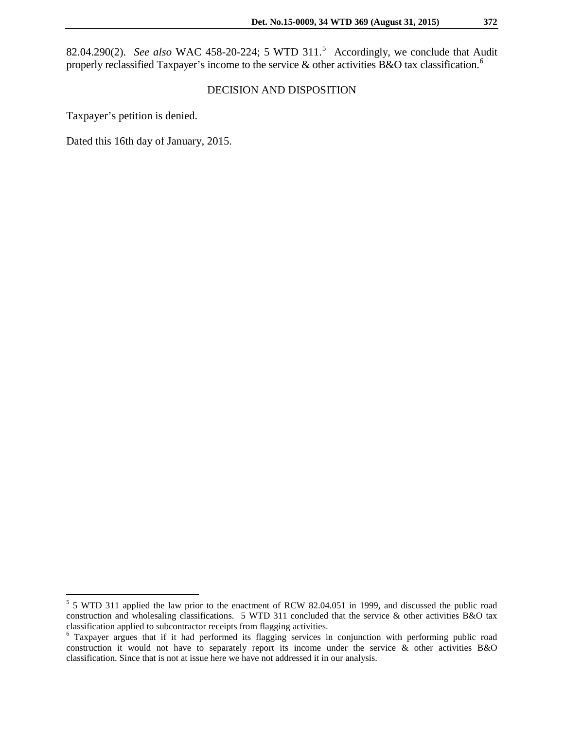82.04.290(2). *See also* WAC 458-20-224; 5 WTD 311.[5] Accordingly, we conclude that Audit properly reclassified Taxpayer's income to the service & other activities B&O tax classification.[6]

## DECISION AND DISPOSITION

Taxpayer's petition is denied.

Dated this 16th day of January, 2015.

---

[5] 5 WTD 311 applied the law prior to the enactment of RCW 82.04.051 in 1999, and discussed the public road construction and wholesaling classifications. 5 WTD 311 concluded that the service & other activities B&O tax classification applied to subcontractor receipts from flagging activities.

[6] Taxpayer argues that if it had performed its flagging services in conjunction with performing public road construction it would not have to separately report its income under the service & other activities B&O classification. Since that is not at issue here we have not addressed it in our analysis.